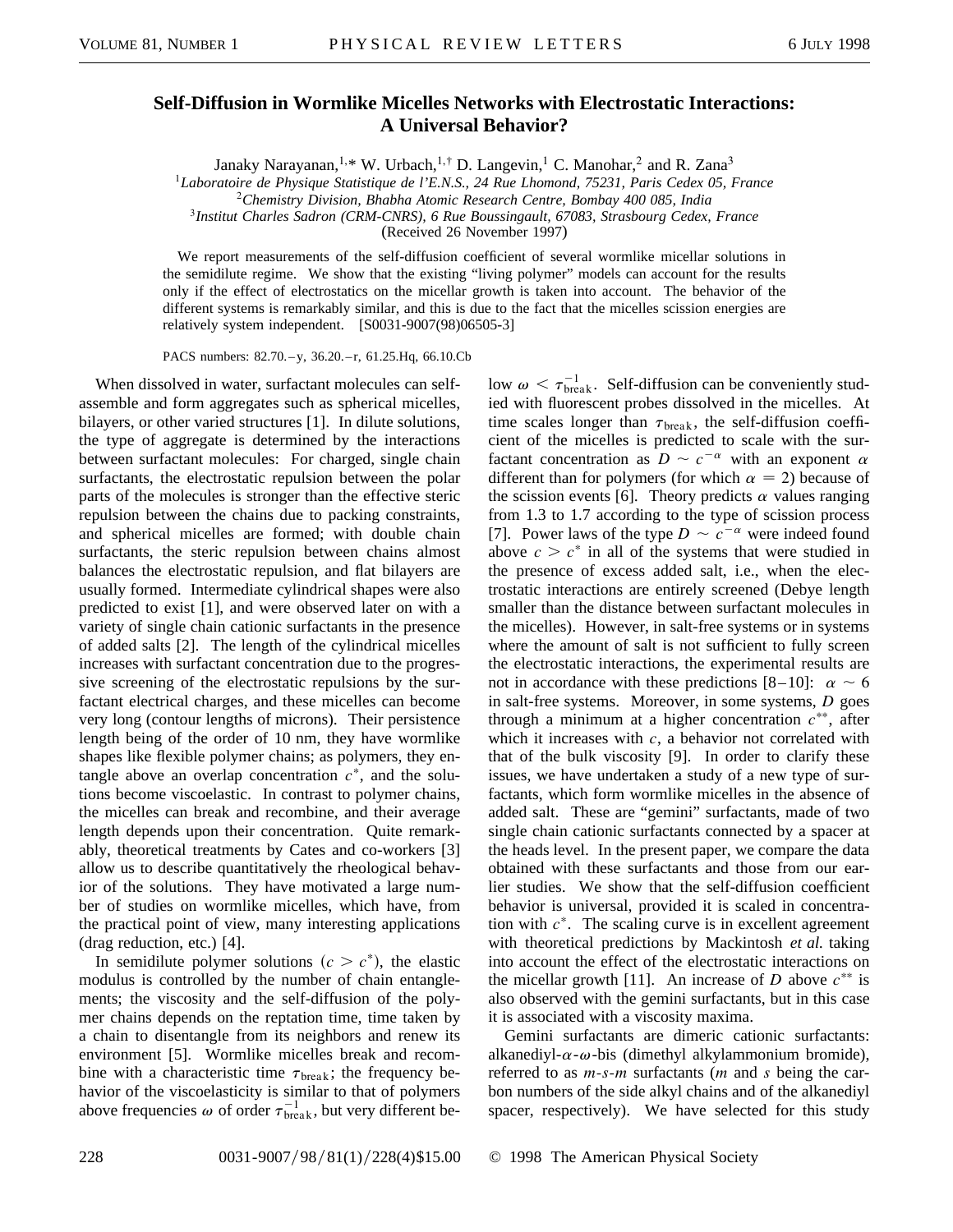# Self-Diffusion in Wormlike Micelles Networks with Electrostatic Interactions: A Universal Behavior?

Janaky Narayanan,[1,*] W. Urbach,[1,†] D. Langevin,[1] C. Manohar,[2] and R. Zana[3]

[1]*Laboratoire de Physique Statistique de l'E.N.S., 24 Rue Lhomond, 75231, Paris Cedex 05, France*
[2]*Chemistry Division, Bhabha Atomic Research Centre, Bombay 400 085, India*
[3]*Institut Charles Sadron (CRM-CNRS), 6 Rue Boussingault, 67083, Strasbourg Cedex, France*

(Received 26 November 1997)

We report measurements of the self-diffusion coefficient of several wormlike micellar solutions in the semidilute regime. We show that the existing "living polymer" models can account for the results only if the effect of electrostatics on the micellar growth is taken into account. The behavior of the different systems is remarkably similar, and this is due to the fact that the micelles scission energies are relatively system independent. [S0031-9007(98)06505-3]

PACS numbers: 82.70.–y, 36.20.–r, 61.25.Hq, 66.10.Cb

When dissolved in water, surfactant molecules can self-assemble and form aggregates such as spherical micelles, bilayers, or other varied structures [1]. In dilute solutions, the type of aggregate is determined by the interactions between surfactant molecules: For charged, single chain surfactants, the electrostatic repulsion between the polar parts of the molecules is stronger than the effective steric repulsion between the chains due to packing constraints, and spherical micelles are formed; with double chain surfactants, the steric repulsion between chains almost balances the electrostatic repulsion, and flat bilayers are usually formed. Intermediate cylindrical shapes were also predicted to exist [1], and were observed later on with a variety of single chain cationic surfactants in the presence of added salts [2]. The length of the cylindrical micelles increases with surfactant concentration due to the progressive screening of the electrostatic repulsions by the surfactant electrical charges, and these micelles can become very long (contour lengths of microns). Their persistence length being of the order of 10 nm, they have wormlike shapes like flexible polymer chains; as polymers, they entangle above an overlap concentration $c^*$, and the solutions become viscoelastic. In contrast to polymer chains, the micelles can break and recombine, and their average length depends upon their concentration. Quite remarkably, theoretical treatments by Cates and co-workers [3] allow us to describe quantitatively the rheological behavior of the solutions. They have motivated a large number of studies on wormlike micelles, which have, from the practical point of view, many interesting applications (drag reduction, etc.) [4].

In semidilute polymer solutions ($c > c^*$), the elastic modulus is controlled by the number of chain entanglements; the viscosity and the self-diffusion of the polymer chains depends on the reptation time, time taken by a chain to disentangle from its neighbors and renew its environment [5]. Wormlike micelles break and recombine with a characteristic time $\tau_{\text{break}}$; the frequency behavior of the viscoelasticity is similar to that of polymers above frequencies $\omega$ of order $\tau_{\text{break}}^{-1}$, but very different below $\omega < \tau_{\text{break}}^{-1}$. Self-diffusion can be conveniently studied with fluorescent probes dissolved in the micelles. At time scales longer than $\tau_{\text{break}}$, the self-diffusion coefficient of the micelles is predicted to scale with the surfactant concentration as $D \sim c^{-\alpha}$ with an exponent $\alpha$ different than for polymers (for which $\alpha = 2$) because of the scission events [6]. Theory predicts $\alpha$ values ranging from 1.3 to 1.7 according to the type of scission process [7]. Power laws of the type $D \sim c^{-\alpha}$ were indeed found above $c > c^*$ in all of the systems that were studied in the presence of excess added salt, i.e., when the electrostatic interactions are entirely screened (Debye length smaller than the distance between surfactant molecules in the micelles). However, in salt-free systems or in systems where the amount of salt is not sufficient to fully screen the electrostatic interactions, the experimental results are not in accordance with these predictions [8–10]: $\alpha \sim 6$ in salt-free systems. Moreover, in some systems, $D$ goes through a minimum at a higher concentration $c^{**}$, after which it increases with $c$, a behavior not correlated with that of the bulk viscosity [9]. In order to clarify these issues, we have undertaken a study of a new type of surfactants, which form wormlike micelles in the absence of added salt. These are "gemini" surfactants, made of two single chain cationic surfactants connected by a spacer at the heads level. In the present paper, we compare the data obtained with these surfactants and those from our earlier studies. We show that the self-diffusion coefficient behavior is universal, provided it is scaled in concentration with $c^*$. The scaling curve is in excellent agreement with theoretical predictions by Mackintosh *et al.* taking into account the effect of the electrostatic interactions on the micellar growth [11]. An increase of $D$ above $c^{**}$ is also observed with the gemini surfactants, but in this case it is associated with a viscosity maxima.

Gemini surfactants are dimeric cationic surfactants: alkanediyl-$\alpha$-$\omega$-bis (dimethyl alkylammonium bromide), referred to as *m-s-m* surfactants (*m* and *s* being the carbon numbers of the side alkyl chains and of the alkanediyl spacer, respectively). We have selected for this study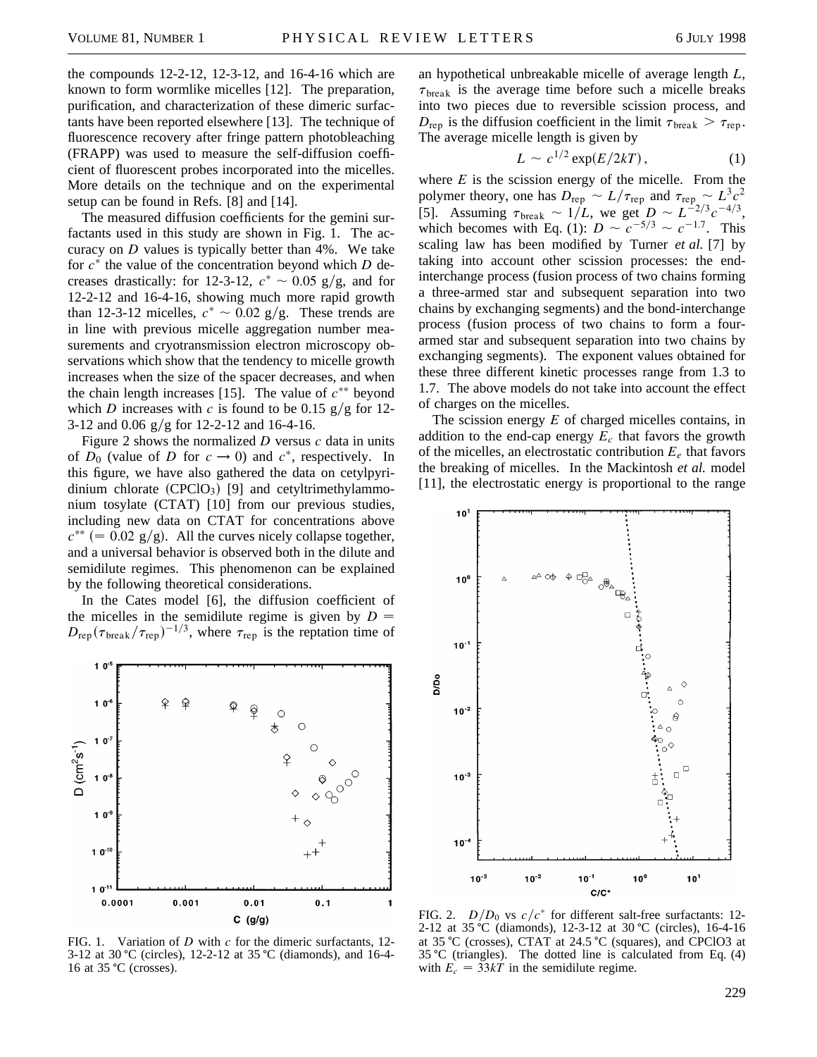the compounds 12-2-12, 12-3-12, and 16-4-16 which are known to form wormlike micelles [12]. The preparation, purification, and characterization of these dimeric surfactants have been reported elsewhere [13]. The technique of fluorescence recovery after fringe pattern photobleaching (FRAPP) was used to measure the self-diffusion coefficient of fluorescent probes incorporated into the micelles. More details on the technique and on the experimental setup can be found in Refs. [8] and [14].

The measured diffusion coefficients for the gemini surfactants used in this study are shown in Fig. 1. The accuracy on $D$ values is typically better than 4%. We take for $c^*$ the value of the concentration beyond which $D$ decreases drastically: for 12-3-12, $c^* \sim 0.05$ g/g, and for 12-2-12 and 16-4-16, showing much more rapid growth than 12-3-12 micelles, $c^* \sim 0.02$ g/g. These trends are in line with previous micelle aggregation number measurements and cryotransmission electron microscopy observations which show that the tendency to micelle growth increases when the size of the spacer decreases, and when the chain length increases [15]. The value of $c^{**}$ beyond which $D$ increases with $c$ is found to be 0.15 g/g for 12-3-12 and 0.06 g/g for 12-2-12 and 16-4-16.

Figure 2 shows the normalized $D$ versus $c$ data in units of $D_0$ (value of $D$ for $c \rightarrow 0$) and $c^*$, respectively. In this figure, we have also gathered the data on cetylpyridinium chlorate ($CPClO_3$) [9] and cetyltrimethylammonium tosylate (CTAT) [10] from our previous studies, including new data on CTAT for concentrations above $c^{**}$ ($= 0.02$ g/g). All the curves nicely collapse together, and a universal behavior is observed both in the dilute and semidilute regimes. This phenomenon can be explained by the following theoretical considerations.

In the Cates model [6], the diffusion coefficient of the micelles in the semidilute regime is given by $D = D_{\text{rep}}(\tau_{\text{break}}/\tau_{\text{rep}})^{-1/3}$, where $\tau_{\text{rep}}$ is the reptation time of an hypothetical unbreakable micelle of average length $L$, $\tau_{\text{break}}$ is the average time before such a micelle breaks into two pieces due to reversible scission process, and $D_{\text{rep}}$ is the diffusion coefficient in the limit $\tau_{\text{break}} > \tau_{\text{rep}}$. The average micelle length is given by

$$L \sim c^{1/2} \exp(E/2kT), \tag{1}$$

where $E$ is the scission energy of the micelle. From the polymer theory, one has $D_{\text{rep}} \sim L/\tau_{\text{rep}}$ and $\tau_{\text{rep}} \sim L^3 c^2$ [5]. Assuming $\tau_{\text{break}} \sim 1/L$, we get $D \sim L^{-2/3} c^{-4/3}$, which becomes with Eq. (1): $D \sim c^{-5/3} \sim c^{-1.7}$. This scaling law has been modified by Turner *et al.* [7] by taking into account other scission processes: the end-interchange process (fusion process of two chains forming a three-armed star and subsequent separation into two chains by exchanging segments) and the bond-interchange process (fusion process of two chains to form a four-armed star and subsequent separation into two chains by exchanging segments). The exponent values obtained for these three different kinetic processes range from 1.3 to 1.7. The above models do not take into account the effect of charges on the micelles.

The scission energy $E$ of charged micelles contains, in addition to the end-cap energy $E_c$ that favors the growth of the micelles, an electrostatic contribution $E_e$ that favors the breaking of micelles. In the Mackintosh *et al.* model [11], the electrostatic energy is proportional to the range

FIG. 1. Variation of $D$ with $c$ for the dimeric surfactants, 12-3-12 at 30 °C (circles), 12-2-12 at 35 °C (diamonds), and 16-4-16 at 35 °C (crosses).

FIG. 2. $D/D_0$ vs $c/c^*$ for different salt-free surfactants: 12-2-12 at 35 °C (diamonds), 12-3-12 at 30 °C (circles), 16-4-16 at 35 °C (crosses), CTAT at 24.5 °C (squares), and CPClO3 at 35 °C (triangles). The dotted line is calculated from Eq. (4) with $E_c = 33kT$ in the semidilute regime.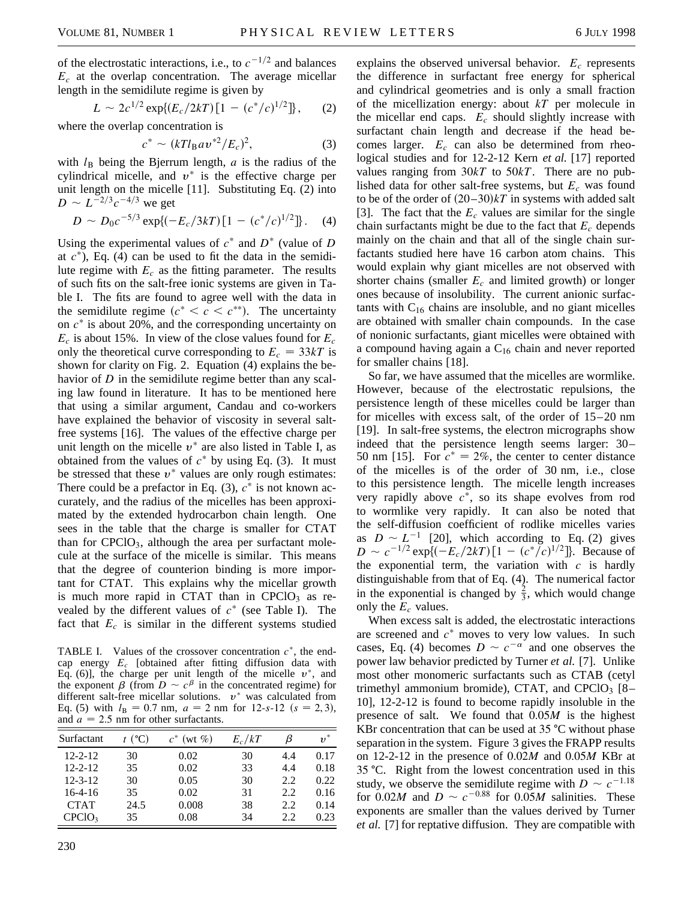of the electrostatic interactions, i.e., to $c^{-1/2}$ and balances $E_c$ at the overlap concentration. The average micellar length in the semidilute regime is given by

$$L \sim 2c^{1/2} \exp\{(E_c/2kT)[1 - (c^*/c)^{1/2}]\}, \quad (2)$$

where the overlap concentration is

$$c^* \sim (kTl_B a v^{*2}/E_c)^2, \quad (3)$$

with $l_B$ being the Bjerrum length, $a$ is the radius of the cylindrical micelle, and $v^*$ is the effective charge per unit length on the micelle [11]. Substituting Eq. (2) into $D \sim L^{-2/3}c^{-4/3}$ we get

$$D \sim D_0 c^{-5/3} \exp\{(-E_c/3kT)[1 - (c^*/c)^{1/2}]\}. \quad (4)$$

Using the experimental values of $c^*$ and $D^*$ (value of $D$ at $c^*$), Eq. (4) can be used to fit the data in the semidilute regime with $E_c$ as the fitting parameter. The results of such fits on the salt-free ionic systems are given in Table I. The fits are found to agree well with the data in the semidilute regime ($c^* < c < c^{**}$). The uncertainty on $c^*$ is about 20%, and the corresponding uncertainty on $E_c$ is about 15%. In view of the close values found for $E_c$ only the theoretical curve corresponding to $E_c = 33kT$ is shown for clarity on Fig. 2. Equation (4) explains the behavior of $D$ in the semidilute regime better than any scaling law found in literature. It has to be mentioned here that using a similar argument, Candau and co-workers have explained the behavior of viscosity in several salt-free systems [16]. The values of the effective charge per unit length on the micelle $v^*$ are also listed in Table I, as obtained from the values of $c^*$ by using Eq. (3). It must be stressed that these $v^*$ values are only rough estimates: There could be a prefactor in Eq. (3), $c^*$ is not known accurately, and the radius of the micelles has been approximated by the extended hydrocarbon chain length. One sees in the table that the charge is smaller for CTAT than for $CPClO_3$, although the area per surfactant molecule at the surface of the micelle is similar. This means that the degree of counterion binding is more important for CTAT. This explains why the micellar growth is much more rapid in CTAT than in $CPClO_3$ as revealed by the different values of $c^*$ (see Table I). The fact that $E_c$ is similar in the different systems studied explains the observed universal behavior. $E_c$ represents the difference in surfactant free energy for spherical and cylindrical geometries and is only a small fraction of the micellization energy: about $kT$ per molecule in the micellar end caps. $E_c$ should slightly increase with surfactant chain length and decrease if the head becomes larger. $E_c$ can also be determined from rheological studies and for 12-2-12 Kern *et al.* [17] reported values ranging from $30kT$ to $50kT$. There are no published data for other salt-free systems, but $E_c$ was found to be of the order of $(20–30)kT$ in systems with added salt [3]. The fact that the $E_c$ values are similar for the single chain surfactants might be due to the fact that $E_c$ depends mainly on the chain and that all of the single chain surfactants studied here have 16 carbon atom chains. This would explain why giant micelles are not observed with shorter chains (smaller $E_c$ and limited growth) or longer ones because of insolubility. The current anionic surfactants with $C_{16}$ chains are insoluble, and no giant micelles are obtained with smaller chain compounds. In the case of nonionic surfactants, giant micelles were obtained with a compound having again a $C_{16}$ chain and never reported for smaller chains [18].

TABLE I. Values of the crossover concentration $c^*$, the end-cap energy $E_c$ [obtained after fitting diffusion data with Eq. (6)], the charge per unit length of the micelle $v^*$, and the exponent $\beta$ (from $D \sim c^\beta$ in the concentrated regime) for different salt-free micellar solutions. $v^*$ was calculated from Eq. (5) with $l_B = 0.7$ nm, $a = 2$ nm for 12-$s$-12 ($s = 2, 3$), and $a = 2.5$ nm for other surfactants.

| Surfactant | $t$ (°C) | $c^*$ (wt %) | $E_c/kT$ | $\beta$ | $v^*$ |
|---|---|---|---|---|---|
| 12-2-12 | 30 | 0.02 | 30 | 4.4 | 0.17 |
| 12-2-12 | 35 | 0.02 | 33 | 4.4 | 0.18 |
| 12-3-12 | 30 | 0.05 | 30 | 2.2 | 0.22 |
| 16-4-16 | 35 | 0.02 | 31 | 2.2 | 0.16 |
| CTAT | 24.5 | 0.008 | 38 | 2.2 | 0.14 |
| $CPClO_3$ | 35 | 0.08 | 34 | 2.2 | 0.23 |

So far, we have assumed that the micelles are wormlike. However, because of the electrostatic repulsions, the persistence length of these micelles could be larger than for micelles with excess salt, of the order of 15–20 nm [19]. In salt-free systems, the electron micrographs show indeed that the persistence length seems larger: 30–50 nm [15]. For $c^* = 2\%$, the center to center distance of the micelles is of the order of 30 nm, i.e., close to this persistence length. The micelle length increases very rapidly above $c^*$, so its shape evolves from rod to wormlike very rapidly. It can also be noted that the self-diffusion coefficient of rodlike micelles varies as $D \sim L^{-1}$ [20], which according to Eq. (2) gives $D \sim c^{-1/2} \exp\{(-E_c/2kT)[1 - (c^*/c)^{1/2}]\}$. Because of the exponential term, the variation with $c$ is hardly distinguishable from that of Eq. (4). The numerical factor in the exponential is changed by $\frac{2}{3}$, which would change only the $E_c$ values.

When excess salt is added, the electrostatic interactions are screened and $c^*$ moves to very low values. In such cases, Eq. (4) becomes $D \sim c^{-\alpha}$ and one observes the power law behavior predicted by Turner *et al.* [7]. Unlike most other monomeric surfactants such as CTAB (cetyl trimethyl ammonium bromide), CTAT, and $CPClO_3$ [8–10], 12-2-12 is found to become rapidly insoluble in the presence of salt. We found that 0.05$M$ is the highest KBr concentration that can be used at 35 °C without phase separation in the system. Figure 3 gives the FRAPP results on 12-2-12 in the presence of 0.02$M$ and 0.05$M$ KBr at 35 °C. Right from the lowest concentration used in this study, we observe the semidilute regime with $D \sim c^{-1.18}$ for 0.02$M$ and $D \sim c^{-0.88}$ for 0.05$M$ salinities. These exponents are smaller than the values derived by Turner *et al.* [7] for reptative diffusion. They are compatible with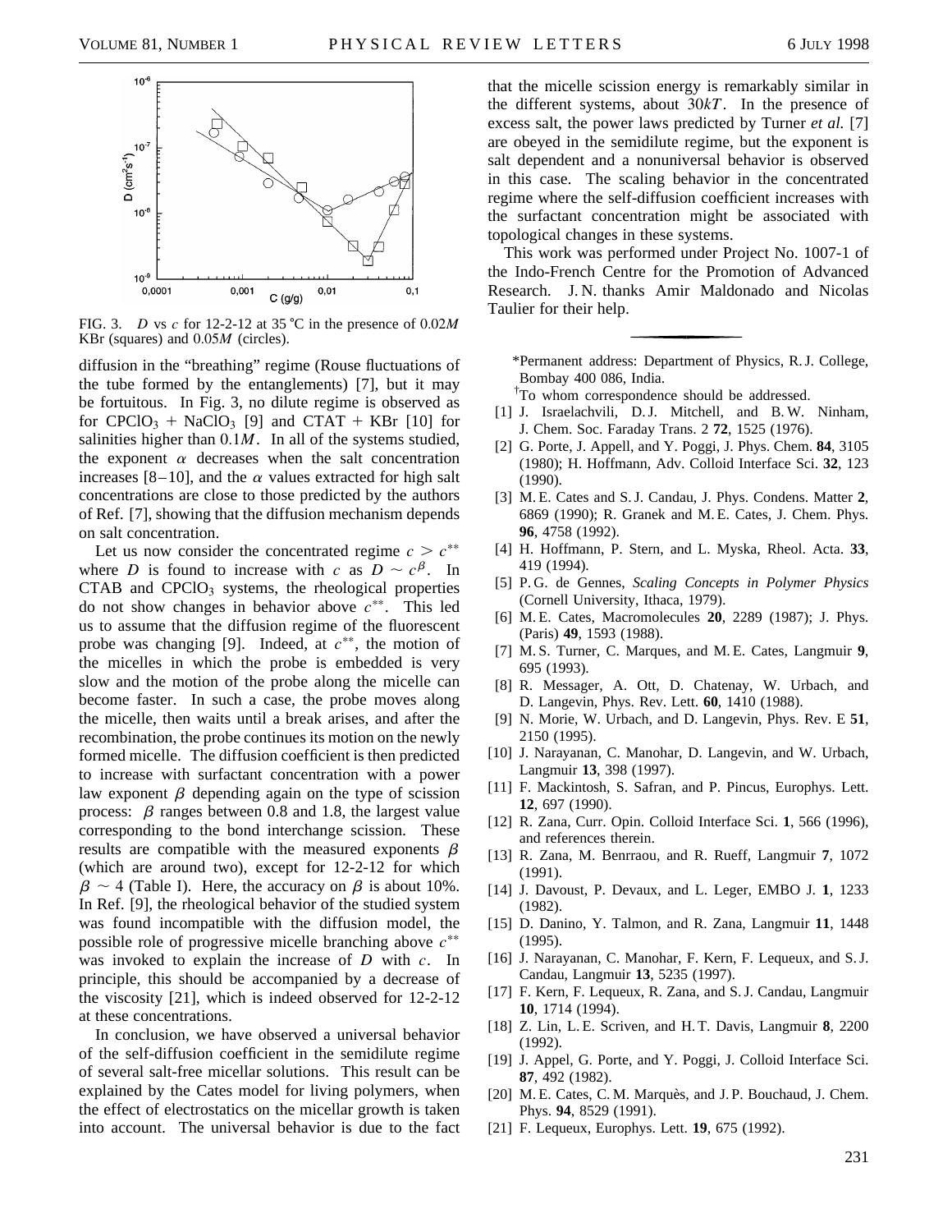10⁻⁶

10⁻⁷

10⁻⁸

10⁻⁹

D (cm²s⁻¹)

0,0001 0,001 0,01 0,1

C (g/g)

FIG. 3. $D$ vs $c$ for 12-2-12 at 35 °C in the presence of $0.02M$ KBr (squares) and $0.05M$ (circles).

diffusion in the "breathing" regime (Rouse fluctuations of the tube formed by the entanglements) [7], but it may be fortuitous. In Fig. 3, no dilute regime is observed as for $CPClO_3 + NaClO_3$ [9] and CTAT + KBr [10] for salinities higher than $0.1M$. In all of the systems studied, the exponent $\alpha$ decreases when the salt concentration increases [8–10], and the $\alpha$ values extracted for high salt concentrations are close to those predicted by the authors of Ref. [7], showing that the diffusion mechanism depends on salt concentration.

Let us now consider the concentrated regime $c > c^{**}$ where $D$ is found to increase with $c$ as $D \sim c^{\beta}$. In CTAB and $CPClO_3$ systems, the rheological properties do not show changes in behavior above $c^{**}$. This led us to assume that the diffusion regime of the fluorescent probe was changing [9]. Indeed, at $c^{**}$, the motion of the micelles in which the probe is embedded is very slow and the motion of the probe along the micelle can become faster. In such a case, the probe moves along the micelle, then waits until a break arises, and after the recombination, the probe continues its motion on the newly formed micelle. The diffusion coefficient is then predicted to increase with surfactant concentration with a power law exponent $\beta$ depending again on the type of scission process: $\beta$ ranges between 0.8 and 1.8, the largest value corresponding to the bond interchange scission. These results are compatible with the measured exponents $\beta$ (which are around two), except for 12-2-12 for which $\beta \sim 4$ (Table I). Here, the accuracy on $\beta$ is about 10%. In Ref. [9], the rheological behavior of the studied system was found incompatible with the diffusion model, the possible role of progressive micelle branching above $c^{**}$ was invoked to explain the increase of $D$ with $c$. In principle, this should be accompanied by a decrease of the viscosity [21], which is indeed observed for 12-2-12 at these concentrations.

In conclusion, we have observed a universal behavior of the self-diffusion coefficient in the semidilute regime of several salt-free micellar solutions. This result can be explained by the Cates model for living polymers, when the effect of electrostatics on the micellar growth is taken into account. The universal behavior is due to the fact that the micelle scission energy is remarkably similar in the different systems, about $30kT$. In the presence of excess salt, the power laws predicted by Turner *et al.* [7] are obeyed in the semidilute regime, but the exponent is salt dependent and a nonuniversal behavior is observed in this case. The scaling behavior in the concentrated regime where the self-diffusion coefficient increases with the surfactant concentration might be associated with topological changes in these systems.

This work was performed under Project No. 1007-1 of the Indo-French Centre for the Promotion of Advanced Research. J. N. thanks Amir Maldonado and Nicolas Taulier for their help.

---

*Permanent address: Department of Physics, R.J. College, Bombay 400 086, India.

†To whom correspondence should be addressed.

[1] J. Israelachvili, D.J. Mitchell, and B.W. Ninham, J. Chem. Soc. Faraday Trans. 2 **72**, 1525 (1976).

[2] G. Porte, J. Appell, and Y. Poggi, J. Phys. Chem. **84**, 3105 (1980); H. Hoffmann, Adv. Colloid Interface Sci. **32**, 123 (1990).

[3] M.E. Cates and S.J. Candau, J. Phys. Condens. Matter **2**, 6869 (1990); R. Granek and M.E. Cates, J. Chem. Phys. **96**, 4758 (1992).

[4] H. Hoffmann, P. Stern, and L. Myska, Rheol. Acta. **33**, 419 (1994).

[5] P.G. de Gennes, *Scaling Concepts in Polymer Physics* (Cornell University, Ithaca, 1979).

[6] M.E. Cates, Macromolecules **20**, 2289 (1987); J. Phys. (Paris) **49**, 1593 (1988).

[7] M.S. Turner, C. Marques, and M.E. Cates, Langmuir **9**, 695 (1993).

[8] R. Messager, A. Ott, D. Chatenay, W. Urbach, and D. Langevin, Phys. Rev. Lett. **60**, 1410 (1988).

[9] N. Morie, W. Urbach, and D. Langevin, Phys. Rev. E **51**, 2150 (1995).

[10] J. Narayanan, C. Manohar, D. Langevin, and W. Urbach, Langmuir **13**, 398 (1997).

[11] F. Mackintosh, S. Safran, and P. Pincus, Europhys. Lett. **12**, 697 (1990).

[12] R. Zana, Curr. Opin. Colloid Interface Sci. **1**, 566 (1996), and references therein.

[13] R. Zana, M. Benrraou, and R. Rueff, Langmuir **7**, 1072 (1991).

[14] J. Davoust, P. Devaux, and L. Leger, EMBO J. **1**, 1233 (1982).

[15] D. Danino, Y. Talmon, and R. Zana, Langmuir **11**, 1448 (1995).

[16] J. Narayanan, C. Manohar, F. Kern, F. Lequeux, and S.J. Candau, Langmuir **13**, 5235 (1997).

[17] F. Kern, F. Lequeux, R. Zana, and S.J. Candau, Langmuir **10**, 1714 (1994).

[18] Z. Lin, L.E. Scriven, and H.T. Davis, Langmuir **8**, 2200 (1992).

[19] J. Appel, G. Porte, and Y. Poggi, J. Colloid Interface Sci. **87**, 492 (1982).

[20] M.E. Cates, C.M. Marquès, and J.P. Bouchaud, J. Chem. Phys. **94**, 8529 (1991).

[21] F. Lequeux, Europhys. Lett. **19**, 675 (1992).